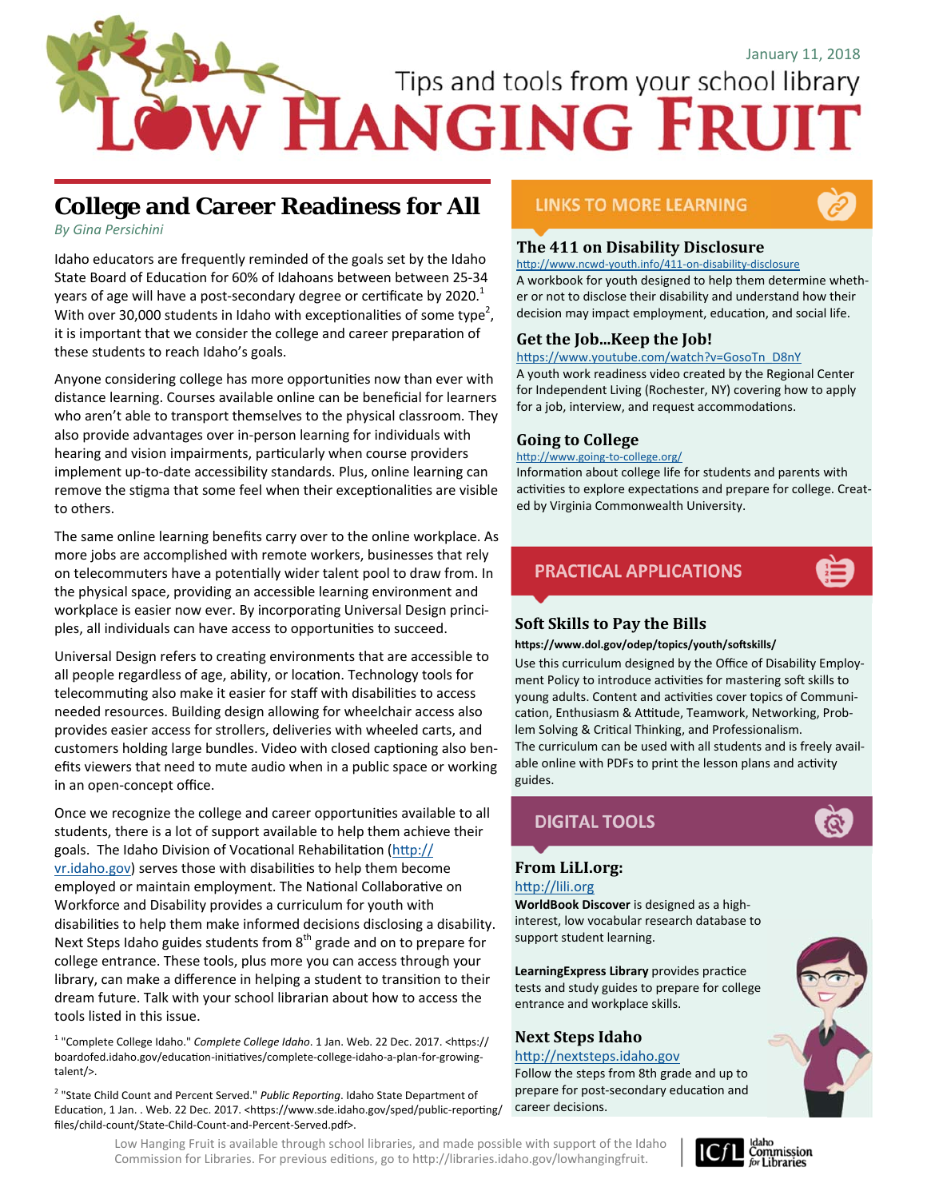January 11, 2018

Tips and tools from your school library

# LOW HANGING FRUIT

## College and Career Readiness for All

*By Gina Persichini*

Idaho educators are frequently reminded of the goals set by the Idaho State Board of Education for 60% of Idahoans between between 25-34 years of age will have a post-secondary degree or certificate by 2020.[1] With over 30,000 students in Idaho with exceptionalities of some type[2], it is important that we consider the college and career preparation of these students to reach Idaho's goals.

Anyone considering college has more opportunities now than ever with distance learning. Courses available online can be beneficial for learners who aren't able to transport themselves to the physical classroom. They also provide advantages over in-person learning for individuals with hearing and vision impairments, particularly when course providers implement up-to-date accessibility standards. Plus, online learning can remove the stigma that some feel when their exceptionalities are visible to others.

The same online learning benefits carry over to the online workplace. As more jobs are accomplished with remote workers, businesses that rely on telecommuters have a potentially wider talent pool to draw from. In the physical space, providing an accessible learning environment and workplace is easier now ever. By incorporating Universal Design principles, all individuals can have access to opportunities to succeed.

Universal Design refers to creating environments that are accessible to all people regardless of age, ability, or location. Technology tools for telecommuting also make it easier for staff with disabilities to access needed resources. Building design allowing for wheelchair access also provides easier access for strollers, deliveries with wheeled carts, and customers holding large bundles. Video with closed captioning also benefits viewers that need to mute audio when in a public space or working in an open-concept office.

Once we recognize the college and career opportunities available to all students, there is a lot of support available to help them achieve their goals. The Idaho Division of Vocational Rehabilitation (http://vr.idaho.gov) serves those with disabilities to help them become employed or maintain employment. The National Collaborative on Workforce and Disability provides a curriculum for youth with disabilities to help them make informed decisions disclosing a disability. Next Steps Idaho guides students from 8th grade and on to prepare for college entrance. These tools, plus more you can access through your library, can make a difference in helping a student to transition to their dream future. Talk with your school librarian about how to access the tools listed in this issue.

[1] "Complete College Idaho." *Complete College Idaho*. 1 Jan. Web. 22 Dec. 2017. <https://boardofed.idaho.gov/education-initiatives/complete-college-idaho-a-plan-for-growing-talent/>.

[2] "State Child Count and Percent Served." *Public Reporting*. Idaho State Department of Education, 1 Jan. . Web. 22 Dec. 2017. <https://www.sde.idaho.gov/sped/public-reporting/files/child-count/State-Child-Count-and-Percent-Served.pdf>.

## LINKS TO MORE LEARNING

### The 411 on Disability Disclosure

http://www.ncwd-youth.info/411-on-disability-disclosure

A workbook for youth designed to help them determine whether or not to disclose their disability and understand how their decision may impact employment, education, and social life.

### Get the Job...Keep the Job!

https://www.youtube.com/watch?v=GosoTn_D8nY

A youth work readiness video created by the Regional Center for Independent Living (Rochester, NY) covering how to apply for a job, interview, and request accommodations.

### Going to College

http://www.going-to-college.org/

Information about college life for students and parents with activities to explore expectations and prepare for college. Created by Virginia Commonwealth University.

## PRACTICAL APPLICATIONS

### Soft Skills to Pay the Bills

**https://www.dol.gov/odep/topics/youth/softskills/**

Use this curriculum designed by the Office of Disability Employment Policy to introduce activities for mastering soft skills to young adults. Content and activities cover topics of Communication, Enthusiasm & Attitude, Teamwork, Networking, Problem Solving & Critical Thinking, and Professionalism.

The curriculum can be used with all students and is freely available online with PDFs to print the lesson plans and activity guides.

## DIGITAL TOOLS

### From LiLI.org:

http://lili.org

**WorldBook Discover** is designed as a high-interest, low vocabular research database to support student learning.

**LearningExpress Library** provides practice tests and study guides to prepare for college entrance and workplace skills.

### Next Steps Idaho

http://nextsteps.idaho.gov

Follow the steps from 8th grade and up to prepare for post-secondary education and career decisions.

Low Hanging Fruit is available through school libraries, and made possible with support of the Idaho Commission for Libraries. For previous editions, go to http://libraries.idaho.gov/lowhangingfruit.

ICfL Idaho Commission for Libraries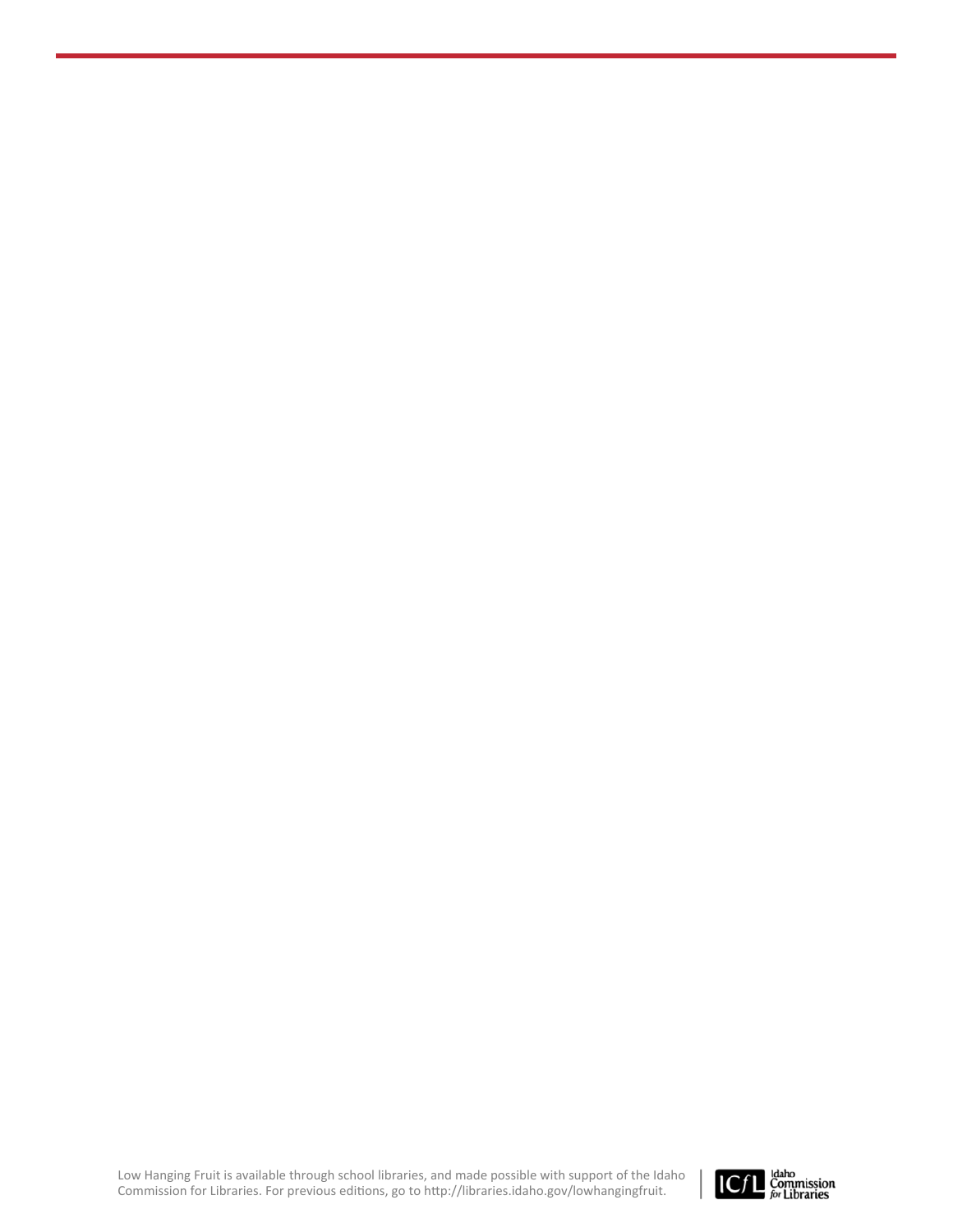Low Hanging Fruit is available through school libraries, and made possible with support of the Idaho Commission for Libraries. For previous editions, go to http://libraries.idaho.gov/lowhangingfruit.